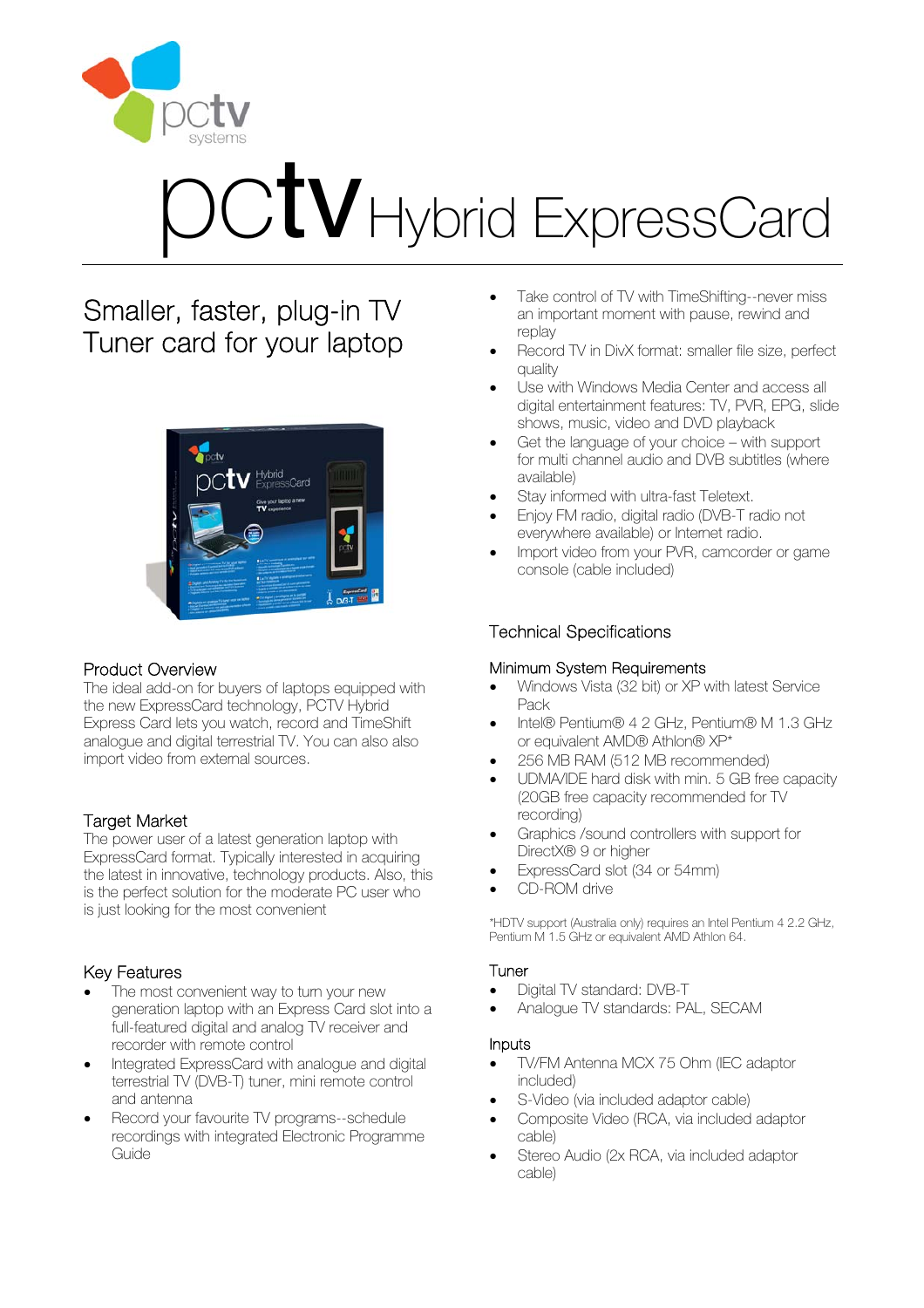# pctv Hybrid ExpressCard

## Smaller, faster, plug-in TV Tuner card for your laptop

### Product Overview

The ideal add-on for buyers of laptops equipped with the new ExpressCard technology, PCTV Hybrid Express Card lets you watch, record and TimeShift analogue and digital terrestrial TV. You can also also import video from external sources.

### Target Market

The power user of a latest generation laptop with ExpressCard format. Typically interested in acquiring the latest in innovative, technology products. Also, this is the perfect solution for the moderate PC user who is just looking for the most convenient

### Key Features

- The most convenient way to turn your new generation laptop with an Express Card slot into a full-featured digital and analog TV receiver and recorder with remote control
- Integrated ExpressCard with analogue and digital terrestrial TV (DVB-T) tuner, mini remote control and antenna
- Record your favourite TV programs--schedule recordings with integrated Electronic Programme Guide
- Take control of TV with TimeShifting--never miss an important moment with pause, rewind and replay
- Record TV in DivX format: smaller file size, perfect quality
- Use with Windows Media Center and access all digital entertainment features: TV, PVR, EPG, slide shows, music, video and DVD playback
- Get the language of your choice – with support for multi channel audio and DVB subtitles (where available)
- Stay informed with ultra-fast Teletext.
- Enjoy FM radio, digital radio (DVB-T radio not everywhere available) or Internet radio.
- Import video from your PVR, camcorder or game console (cable included)

## Technical Specifications

### Minimum System Requirements

- Windows Vista (32 bit) or XP with latest Service Pack
- Intel® Pentium® 4 2 GHz, Pentium® M 1.3 GHz or equivalent AMD® Athlon® XP*
- 256 MB RAM (512 MB recommended)
- UDMA/IDE hard disk with min. 5 GB free capacity (20GB free capacity recommended for TV recording)
- Graphics /sound controllers with support for DirectX® 9 or higher
- ExpressCard slot (34 or 54mm)
- CD-ROM drive

*HDTV support (Australia only) requires an Intel Pentium 4 2.2 GHz, Pentium M 1.5 GHz or equivalent AMD Athlon 64.

### Tuner

- Digital TV standard: DVB-T
- Analogue TV standards: PAL, SECAM

### Inputs

- TV/FM Antenna MCX 75 Ohm (IEC adaptor included)
- S-Video (via included adaptor cable)
- Composite Video (RCA, via included adaptor cable)
- Stereo Audio (2x RCA, via included adaptor cable)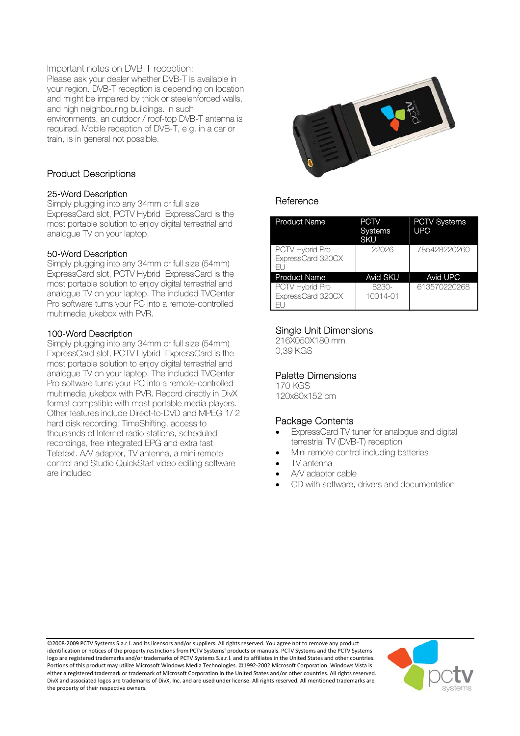Important notes on DVB-T reception:
Please ask your dealer whether DVB-T is available in your region. DVB-T reception is depending on location and might be impaired by thick or steelenforced walls, and high neighbouring buildings. In such environments, an outdoor / roof-top DVB-T antenna is required. Mobile reception of DVB-T, e.g. in a car or train, is in general not possible.

## Product Descriptions

### 25-Word Description

Simply plugging into any 34mm or full size ExpressCard slot, PCTV Hybrid ExpressCard is the most portable solution to enjoy digital terrestrial and analogue TV on your laptop.

### 50-Word Description

Simply plugging into any 34mm or full size (54mm) ExpressCard slot, PCTV Hybrid ExpressCard is the most portable solution to enjoy digital terrestrial and analogue TV on your laptop. The included TVCenter Pro software turns your PC into a remote-controlled multimedia jukebox with PVR.

### 100-Word Description

Simply plugging into any 34mm or full size (54mm) ExpressCard slot, PCTV Hybrid ExpressCard is the most portable solution to enjoy digital terrestrial and analogue TV on your laptop. The included TVCenter Pro software turns your PC into a remote-controlled multimedia jukebox with PVR. Record directly in DivX format compatible with most portable media players. Other features include Direct-to-DVD and MPEG 1/ 2 hard disk recording, TimeShifting, access to thousands of Internet radio stations, scheduled recordings, free integrated EPG and extra fast Teletext. A/V adaptor, TV antenna, a mini remote control and Studio QuickStart video editing software are included.

## Reference

| Product Name | PCTV Systems SKU | PCTV Systems UPC |
|---|---|---|
| PCTV Hybrid Pro ExpressCard 320CX EU | 22026 | 785428220260 |
| **Product Name** | **Avid SKU** | **Avid UPC** |
| PCTV Hybrid Pro ExpressCard 320CX EU | 8230-10014-01 | 613570220268 |

## Single Unit Dimensions

216X050X180 mm
0,39 KGS

## Palette Dimensions

170 KGS
120x80x152 cm

## Package Contents

- ExpressCard TV tuner for analogue and digital terrestrial TV (DVB-T) reception
- Mini remote control including batteries
- TV antenna
- A/V adaptor cable
- CD with software, drivers and documentation

©2008-2009 PCTV Systems S.a.r.l. and its licensors and/or suppliers. All rights reserved. You agree not to remove any product identification or notices of the property restrictions from PCTV Systems' products or manuals. PCTV Systems and the PCTV Systems logo are registered trademarks and/or trademarks of PCTV Systems S.a.r.l. and its affiliates in the United States and other countries. Portions of this product may utilize Microsoft Windows Media Technologies. ©1992-2002 Microsoft Corporation. Windows Vista is either a registered trademark or trademark of Microsoft Corporation in the United States and/or other countries. All rights reserved. DivX and associated logos are trademarks of DivX, Inc. and are used under license. All mentioned trademarks are the property of their respective owners.